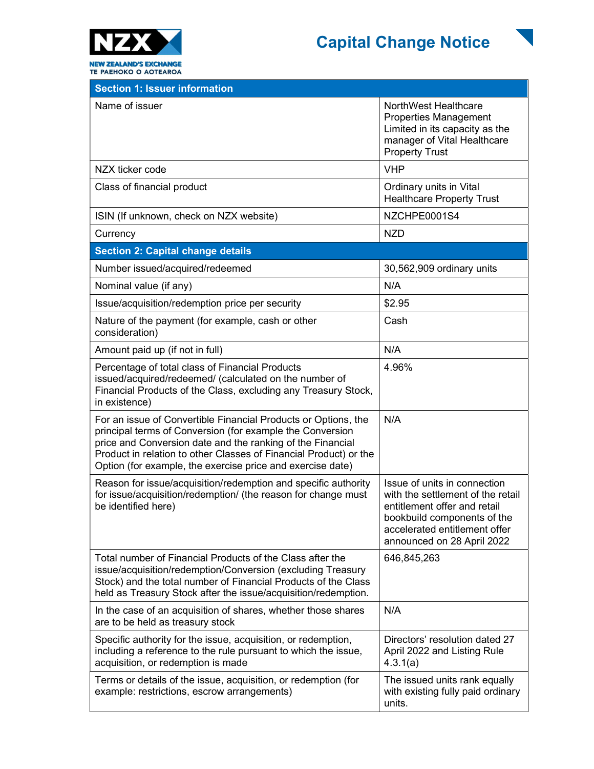NEW ZEALAND'S EXCHANGE
TE PAEHOKO O AOTEAROA

# Capital Change Notice

| Section 1: Issuer information | |
|---|---|
| Name of issuer | NorthWest Healthcare Properties Management Limited in its capacity as the manager of Vital Healthcare Property Trust |
| NZX ticker code | VHP |
| Class of financial product | Ordinary units in Vital Healthcare Property Trust |
| ISIN (If unknown, check on NZX website) | NZCHPE0001S4 |
| Currency | NZD |
| **Section 2: Capital change details** | |
| Number issued/acquired/redeemed | 30,562,909 ordinary units |
| Nominal value (if any) | N/A |
| Issue/acquisition/redemption price per security | $2.95 |
| Nature of the payment (for example, cash or other consideration) | Cash |
| Amount paid up (if not in full) | N/A |
| Percentage of total class of Financial Products issued/acquired/redeemed/ (calculated on the number of Financial Products of the Class, excluding any Treasury Stock, in existence) | 4.96% |
| For an issue of Convertible Financial Products or Options, the principal terms of Conversion (for example the Conversion price and Conversion date and the ranking of the Financial Product in relation to other Classes of Financial Product) or the Option (for example, the exercise price and exercise date) | N/A |
| Reason for issue/acquisition/redemption and specific authority for issue/acquisition/redemption/ (the reason for change must be identified here) | Issue of units in connection with the settlement of the retail entitlement offer and retail bookbuild components of the accelerated entitlement offer announced on 28 April 2022 |
| Total number of Financial Products of the Class after the issue/acquisition/redemption/Conversion (excluding Treasury Stock) and the total number of Financial Products of the Class held as Treasury Stock after the issue/acquisition/redemption. | 646,845,263 |
| In the case of an acquisition of shares, whether those shares are to be held as treasury stock | N/A |
| Specific authority for the issue, acquisition, or redemption, including a reference to the rule pursuant to which the issue, acquisition, or redemption is made | Directors' resolution dated 27 April 2022 and Listing Rule 4.3.1(a) |
| Terms or details of the issue, acquisition, or redemption (for example: restrictions, escrow arrangements) | The issued units rank equally with existing fully paid ordinary units. |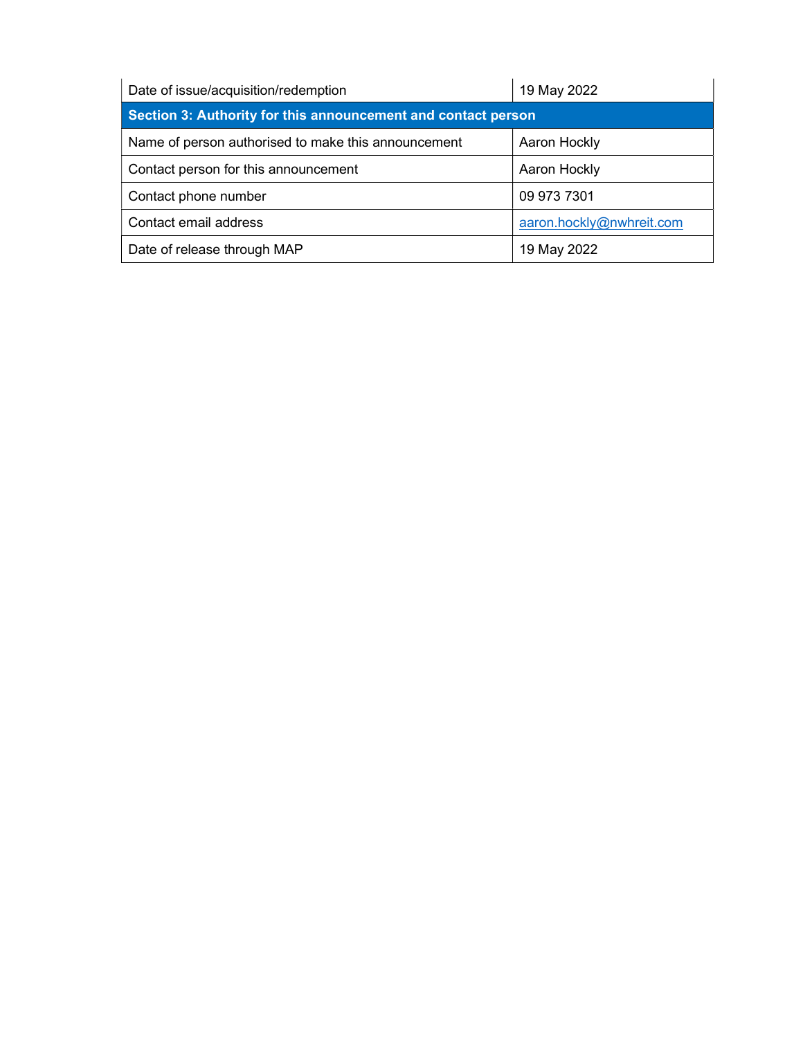| | |
|---|---|
| Date of issue/acquisition/redemption | 19 May 2022 |
| **Section 3: Authority for this announcement and contact person** | |
| Name of person authorised to make this announcement | Aaron Hockly |
| Contact person for this announcement | Aaron Hockly |
| Contact phone number | 09 973 7301 |
| Contact email address | aaron.hockly@nwhreit.com |
| Date of release through MAP | 19 May 2022 |